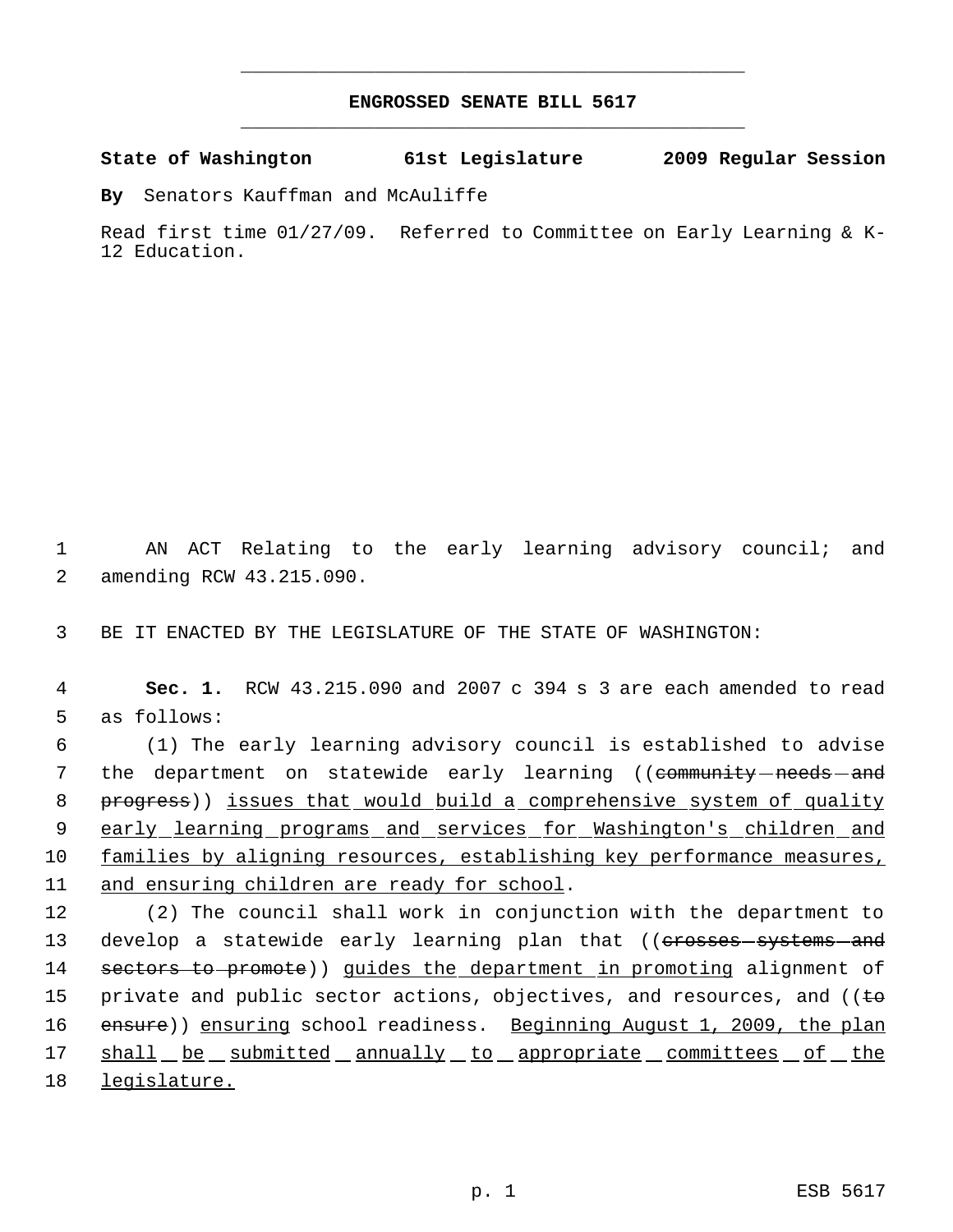# ENGROSSED SENATE BILL 5617

**State of Washington 61st Legislature 2009 Regular Session**

**By** Senators Kauffman and McAuliffe

Read first time 01/27/09. Referred to Committee on Early Learning & K-12 Education.

1 AN ACT Relating to the early learning advisory council; and
2 amending RCW 43.215.090.

3 BE IT ENACTED BY THE LEGISLATURE OF THE STATE OF WASHINGTON:

4 **Sec. 1.** RCW 43.215.090 and 2007 c 394 s 3 are each amended to read
5 as follows:

6 (1) The early learning advisory council is established to advise
7 the department on statewide early learning ((~~community needs and~~
8 ~~progress~~)) <u>issues that would build a comprehensive system of quality</u>
9 <u>early learning programs and services for Washington's children and</u>
10 <u>families by aligning resources, establishing key performance measures,</u>
11 <u>and ensuring children are ready for school</u>.

12 (2) The council shall work in conjunction with the department to
13 develop a statewide early learning plan that ((~~crosses systems and~~
14 ~~sectors to promote~~)) <u>guides the department in promoting</u> alignment of
15 private and public sector actions, objectives, and resources, and ((~~to~~
16 ~~ensure~~)) <u>ensuring</u> school readiness. <u>Beginning August 1, 2009, the plan</u>
17 <u>shall be submitted annually to appropriate committees of the</u>
18 <u>legislature.</u>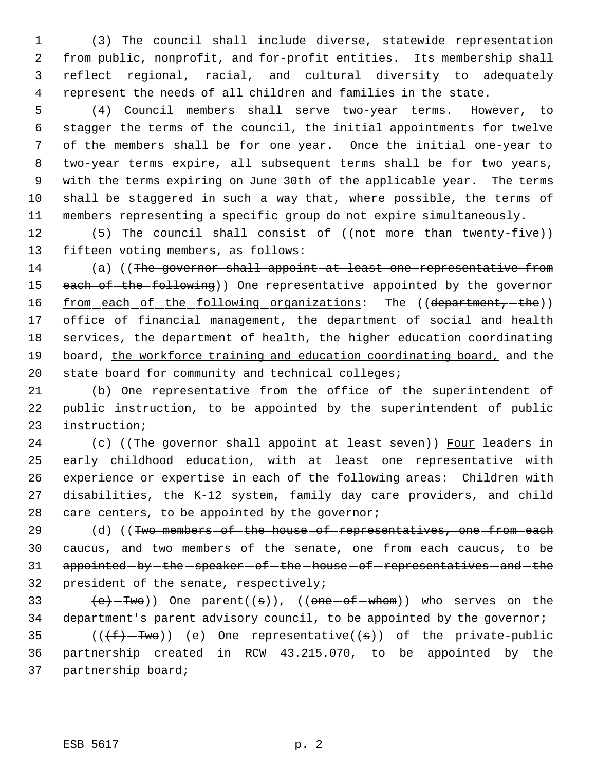(3) The council shall include diverse, statewide representation from public, nonprofit, and for-profit entities. Its membership shall reflect regional, racial, and cultural diversity to adequately represent the needs of all children and families in the state.

(4) Council members shall serve two-year terms. However, to stagger the terms of the council, the initial appointments for twelve of the members shall be for one year. Once the initial one-year to two-year terms expire, all subsequent terms shall be for two years, with the terms expiring on June 30th of the applicable year. The terms shall be staggered in such a way that, where possible, the terms of members representing a specific group do not expire simultaneously.

(5) The council shall consist of ((~~not more than twenty-five~~)) fifteen voting members, as follows:

(a) ((~~The governor shall appoint at least one representative from each of the following~~)) One representative appointed by the governor from each of the following organizations: The ((~~department, the~~)) office of financial management, the department of social and health services, the department of health, the higher education coordinating board, the workforce training and education coordinating board, and the state board for community and technical colleges;

(b) One representative from the office of the superintendent of public instruction, to be appointed by the superintendent of public instruction;

(c) ((~~The governor shall appoint at least seven~~)) Four leaders in early childhood education, with at least one representative with experience or expertise in each of the following areas: Children with disabilities, the K-12 system, family day care providers, and child care centers, to be appointed by the governor;

(d) ((~~Two members of the house of representatives, one from each caucus, and two members of the senate, one from each caucus, to be appointed by the speaker of the house of representatives and the president of the senate, respectively;~~

~~(e) Two~~)) One parent((~~s~~)), ((~~one of whom~~)) who serves on the department's parent advisory council, to be appointed by the governor;

((~~(f) Two~~)) (e) One representative((~~s~~)) of the private-public partnership created in RCW 43.215.070, to be appointed by the partnership board;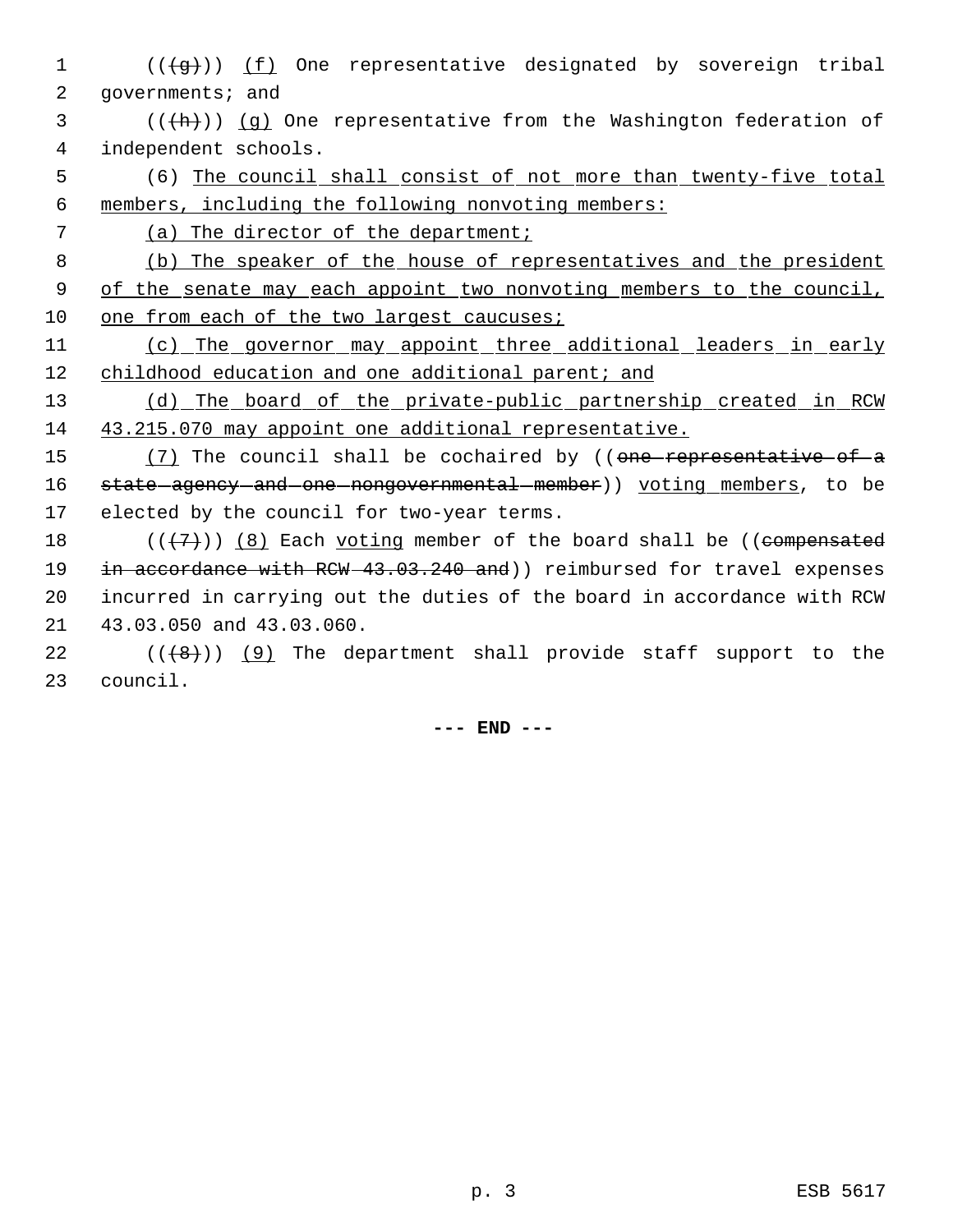(((g))) (f) One representative designated by sovereign tribal governments; and

(((h))) (g) One representative from the Washington federation of independent schools.

(6) The council shall consist of not more than twenty-five total members, including the following nonvoting members:

(a) The director of the department;

(b) The speaker of the house of representatives and the president of the senate may each appoint two nonvoting members to the council, one from each of the two largest caucuses;

(c) The governor may appoint three additional leaders in early childhood education and one additional parent; and

(d) The board of the private-public partnership created in RCW 43.215.070 may appoint one additional representative.

(7) The council shall be cochaired by ((one representative of a state agency and one nongovernmental member)) voting members, to be elected by the council for two-year terms.

(((7))) (8) Each voting member of the board shall be ((compensated in accordance with RCW 43.03.240 and)) reimbursed for travel expenses incurred in carrying out the duties of the board in accordance with RCW 43.03.050 and 43.03.060.

(((8))) (9) The department shall provide staff support to the council.

**--- END ---**